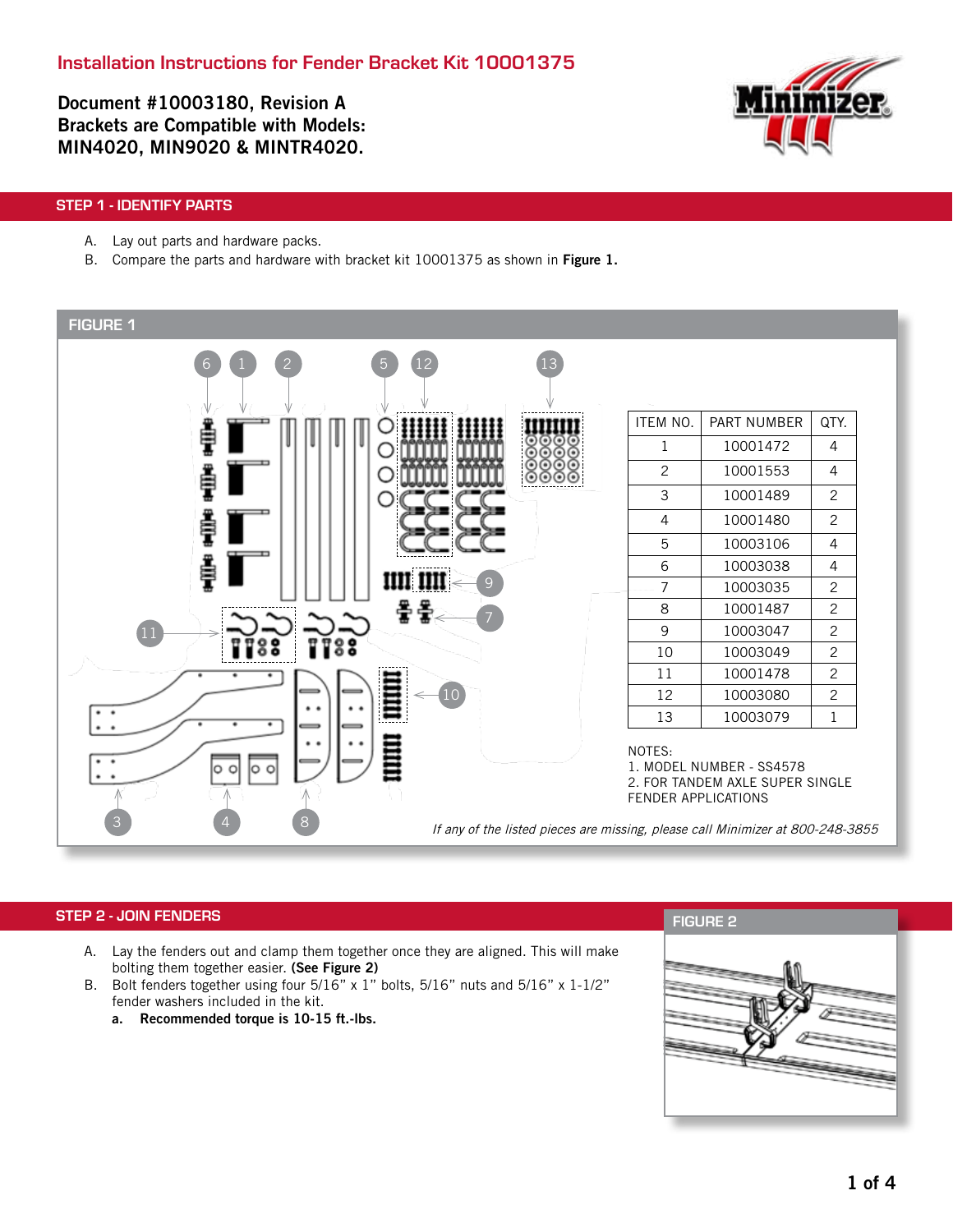# Installation Instructions for Fender Bracket Kit 10001375

**Document #10003180, Revision A**
**Brackets are Compatible with Models:**
**MIN4020, MIN9020 & MINTR4020.**

## STEP 1 - IDENTIFY PARTS

A. Lay out parts and hardware packs.
B. Compare the parts and hardware with bracket kit 10001375 as shown in **Figure 1.**

### FIGURE 1

| ITEM NO. | PART NUMBER | QTY. |
|---|---|---|
| 1 | 10001472 | 4 |
| 2 | 10001553 | 4 |
| 3 | 10001489 | 2 |
| 4 | 10001480 | 2 |
| 5 | 10003106 | 4 |
| 6 | 10003038 | 4 |
| 7 | 10003035 | 2 |
| 8 | 10001487 | 2 |
| 9 | 10003047 | 2 |
| 10 | 10003049 | 2 |
| 11 | 10001478 | 2 |
| 12 | 10003080 | 2 |
| 13 | 10003079 | 1 |

NOTES:
1. MODEL NUMBER - SS4578
2. FOR TANDEM AXLE SUPER SINGLE FENDER APPLICATIONS

*If any of the listed pieces are missing, please call Minimizer at 800-248-3855*

## STEP 2 - JOIN FENDERS

A. Lay the fenders out and clamp them together once they are aligned. This will make bolting them together easier. **(See Figure 2)**
B. Bolt fenders together using four 5/16" x 1" bolts, 5/16" nuts and 5/16" x 1-1/2" fender washers included in the kit.
   a. **Recommended torque is 10-15 ft.-lbs.**

### FIGURE 2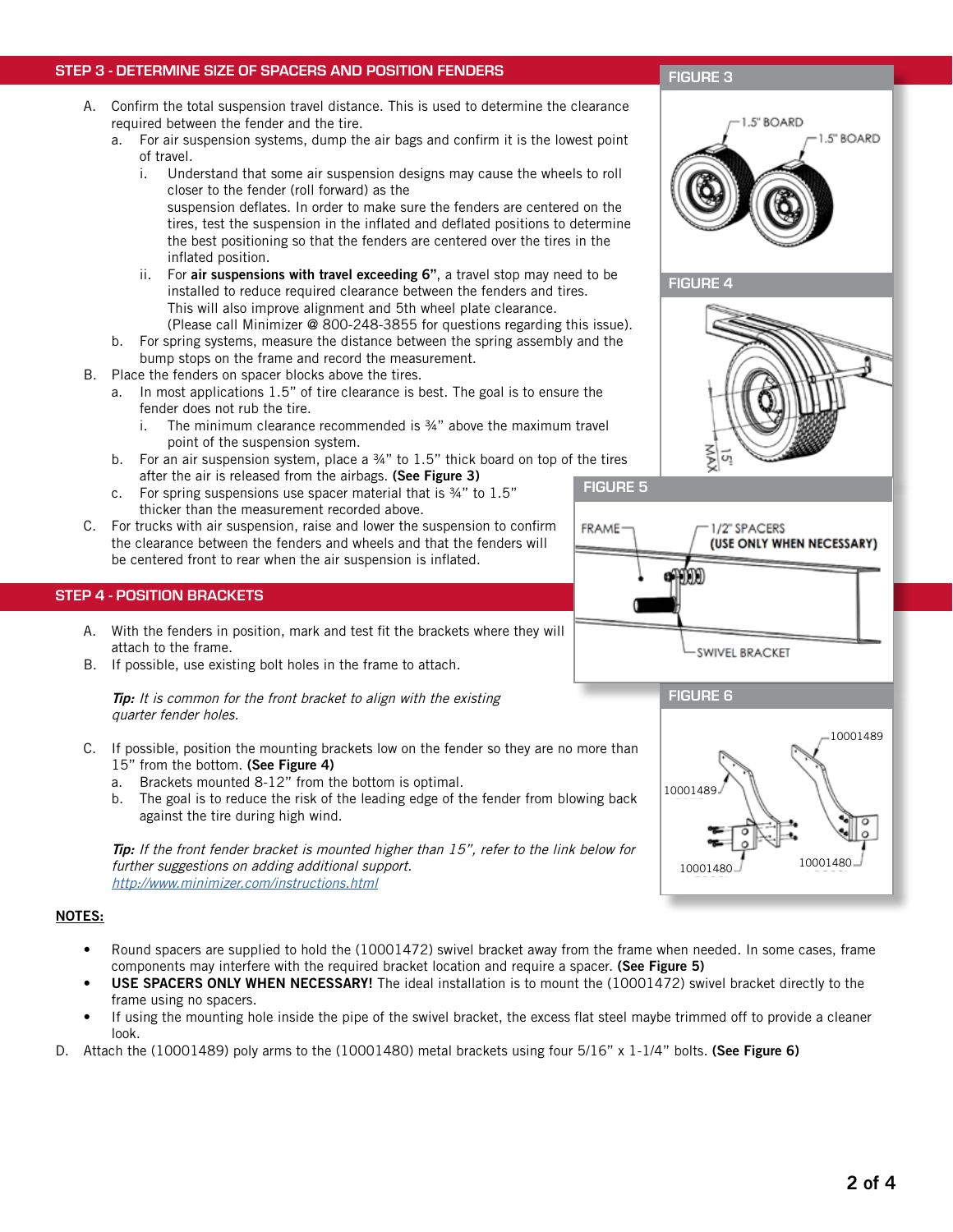## STEP 3 - DETERMINE SIZE OF SPACERS AND POSITION FENDERS

A. Confirm the total suspension travel distance. This is used to determine the clearance required between the fender and the tire.
   a. For air suspension systems, dump the air bags and confirm it is the lowest point of travel.
      i. Understand that some air suspension designs may cause the wheels to roll closer to the fender (roll forward) as the suspension deflates. In order to make sure the fenders are centered on the tires, test the suspension in the inflated and deflated positions to determine the best positioning so that the fenders are centered over the tires in the inflated position.
      ii. For **air suspensions with travel exceeding 6"**, a travel stop may need to be installed to reduce required clearance between the fenders and tires. This will also improve alignment and 5th wheel plate clearance. (Please call Minimizer @ 800-248-3855 for questions regarding this issue).
   b. For spring systems, measure the distance between the spring assembly and the bump stops on the frame and record the measurement.

B. Place the fenders on spacer blocks above the tires.
   a. In most applications 1.5" of tire clearance is best. The goal is to ensure the fender does not rub the tire.
      i. The minimum clearance recommended is ¾" above the maximum travel point of the suspension system.
   b. For an air suspension system, place a ¾" to 1.5" thick board on top of the tires after the air is released from the airbags. **(See Figure 3)**
   c. For spring suspensions use spacer material that is ¾" to 1.5" thicker than the measurement recorded above.

C. For trucks with air suspension, raise and lower the suspension to confirm the clearance between the fenders and wheels and that the fenders will be centered front to rear when the air suspension is inflated.

**FIGURE 3**

1.5" BOARD
1.5" BOARD

**FIGURE 4**

15" MAX

**FIGURE 5**

FRAME
1/2" SPACERS (USE ONLY WHEN NECESSARY)
SWIVEL BRACKET

## STEP 4 - POSITION BRACKETS

A. With the fenders in position, mark and test fit the brackets where they will attach to the frame.

B. If possible, use existing bolt holes in the frame to attach.

***Tip:*** *It is common for the front bracket to align with the existing quarter fender holes.*

C. If possible, position the mounting brackets low on the fender so they are no more than 15" from the bottom. **(See Figure 4)**
   a. Brackets mounted 8-12" from the bottom is optimal.
   b. The goal is to reduce the risk of the leading edge of the fender from blowing back against the tire during high wind.

***Tip:*** *If the front fender bracket is mounted higher than 15", refer to the link below for further suggestions on adding additional support.*
[http://www.minimizer.com/instructions.html](http://www.minimizer.com/instructions.html)

**FIGURE 6**

10001489
10001489
10001480
10001480

**NOTES:**

- Round spacers are supplied to hold the (10001472) swivel bracket away from the frame when needed. In some cases, frame components may interfere with the required bracket location and require a spacer. **(See Figure 5)**
- **USE SPACERS ONLY WHEN NECESSARY!** The ideal installation is to mount the (10001472) swivel bracket directly to the frame using no spacers.
- If using the mounting hole inside the pipe of the swivel bracket, the excess flat steel maybe trimmed off to provide a cleaner look.

D. Attach the (10001489) poly arms to the (10001480) metal brackets using four 5/16" x 1-1/4" bolts. **(See Figure 6)**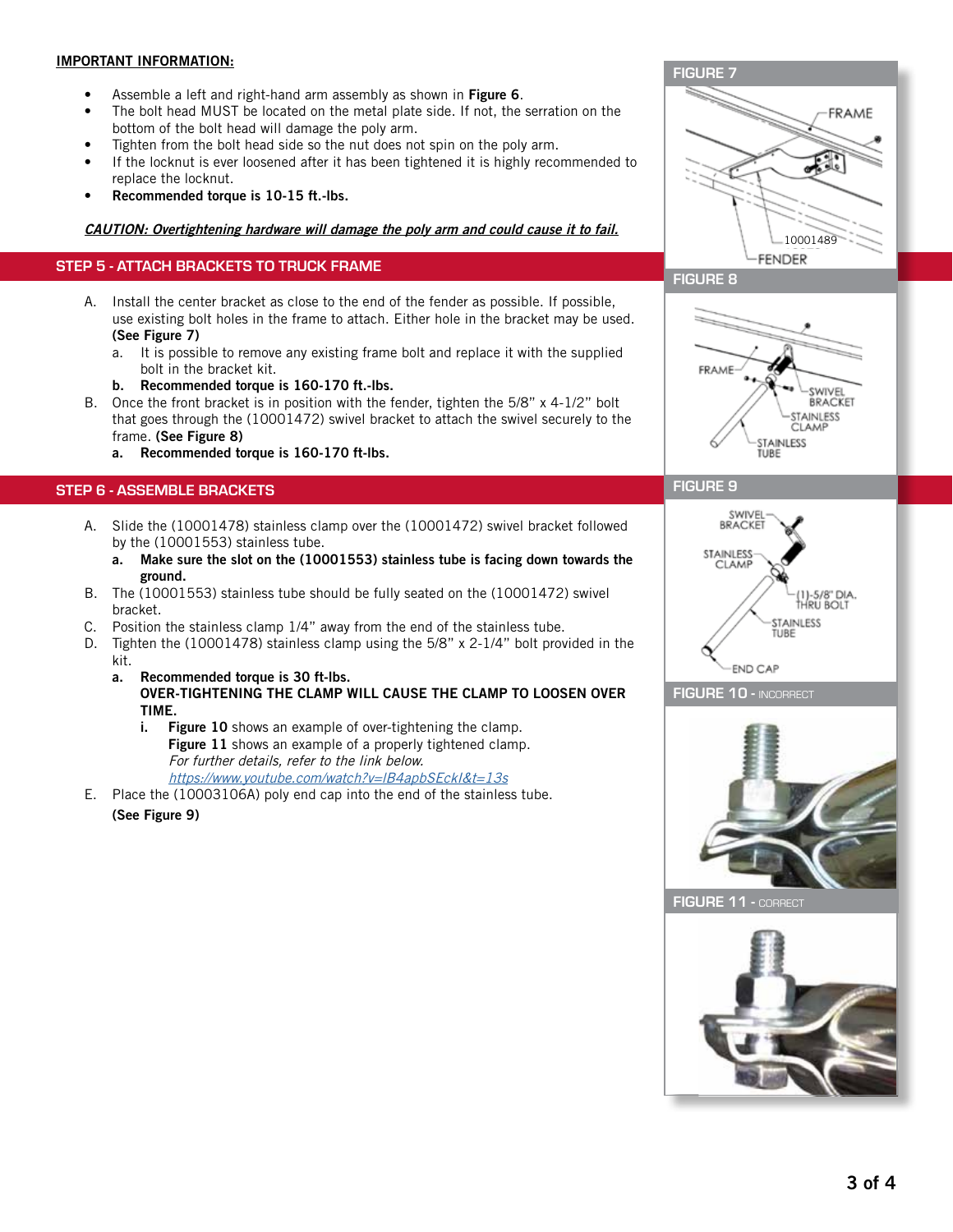**IMPORTANT INFORMATION:**

- Assemble a left and right-hand arm assembly as shown in **Figure 6**.
- The bolt head MUST be located on the metal plate side. If not, the serration on the bottom of the bolt head will damage the poly arm.
- Tighten from the bolt head side so the nut does not spin on the poly arm.
- If the locknut is ever loosened after it has been tightened it is highly recommended to replace the locknut.
- **Recommended torque is 10-15 ft.-lbs.**

***CAUTION: Overtightening hardware will damage the poly arm and could cause it to fail.***

## STEP 5 - ATTACH BRACKETS TO TRUCK FRAME

A. Install the center bracket as close to the end of the fender as possible. If possible, use existing bolt holes in the frame to attach. Either hole in the bracket may be used. **(See Figure 7)**
   a. It is possible to remove any existing frame bolt and replace it with the supplied bolt in the bracket kit.
   **b. Recommended torque is 160-170 ft.-lbs.**

B. Once the front bracket is in position with the fender, tighten the 5/8" x 4-1/2" bolt that goes through the (10001472) swivel bracket to attach the swivel securely to the frame. **(See Figure 8)**
   **a. Recommended torque is 160-170 ft-lbs.**

## STEP 6 - ASSEMBLE BRACKETS

A. Slide the (10001478) stainless clamp over the (10001472) swivel bracket followed by the (10001553) stainless tube.
   **a. Make sure the slot on the (10001553) stainless tube is facing down towards the ground.**

B. The (10001553) stainless tube should be fully seated on the (10001472) swivel bracket.

C. Position the stainless clamp 1/4" away from the end of the stainless tube.

D. Tighten the (10001478) stainless clamp using the 5/8" x 2-1/4" bolt provided in the kit.
   **a. Recommended torque is 30 ft-lbs.**
   **OVER-TIGHTENING THE CLAMP WILL CAUSE THE CLAMP TO LOOSEN OVER TIME.**
      i. **Figure 10** shows an example of over-tightening the clamp.
      **Figure 11** shows an example of a properly tightened clamp.
      *For further details, refer to the link below.*
      *https://www.youtube.com/watch?v=IB4apbSEckI&t=13s*

E. Place the (10003106A) poly end cap into the end of the stainless tube.
   **(See Figure 9)**

**FIGURE 7**

FRAME, 10001489, FENDER

**FIGURE 8**

FRAME, SWIVEL BRACKET, STAINLESS CLAMP, STAINLESS TUBE

**FIGURE 9**

SWIVEL BRACKET, STAINLESS CLAMP, (1)-5/8" DIA. THRU BOLT, STAINLESS TUBE, END CAP

**FIGURE 10 -** INCORRECT

**FIGURE 11 -** CORRECT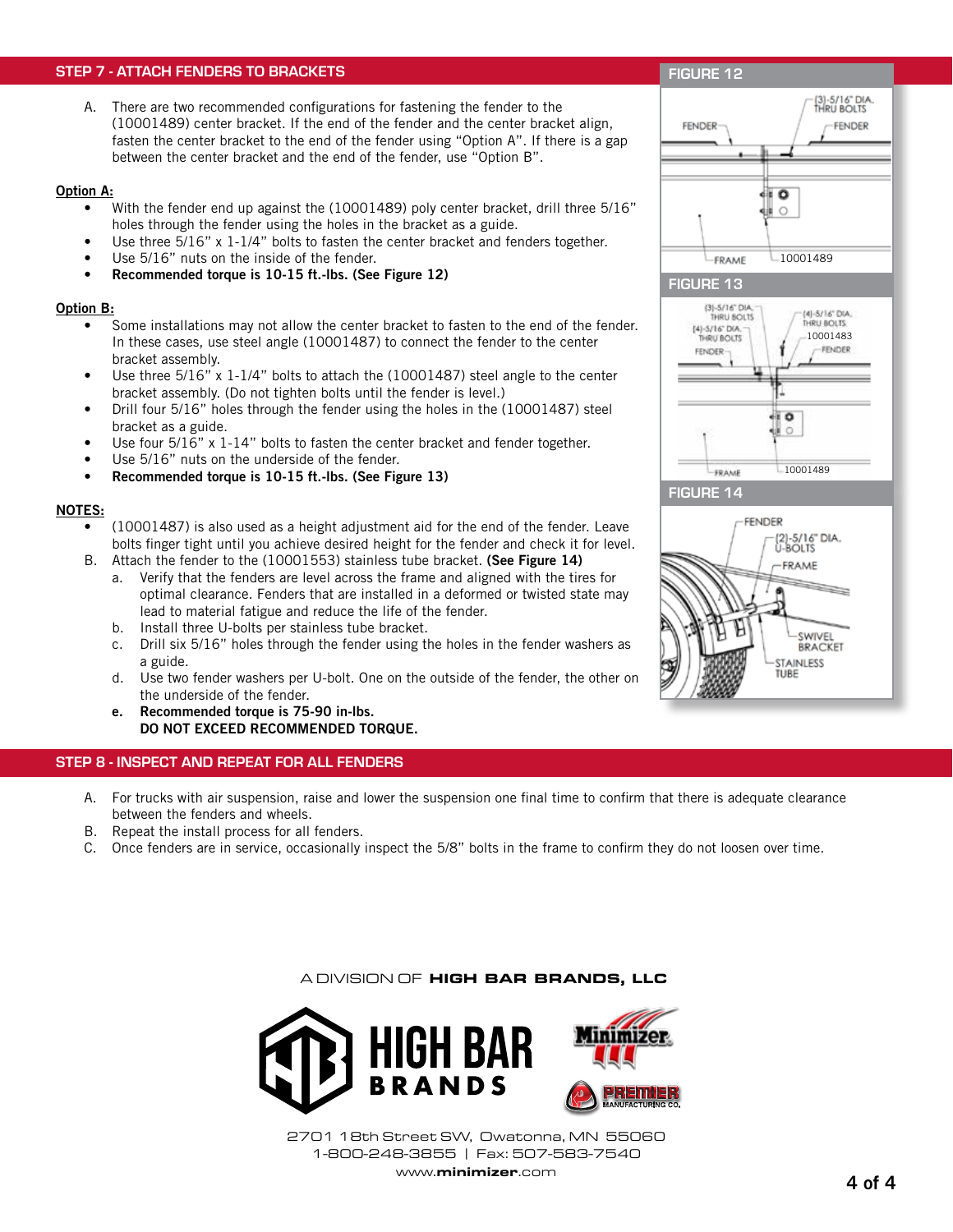## STEP 7 - ATTACH FENDERS TO BRACKETS

A. There are two recommended configurations for fastening the fender to the (10001489) center bracket. If the end of the fender and the center bracket align, fasten the center bracket to the end of the fender using "Option A". If there is a gap between the center bracket and the end of the fender, use "Option B".

**Option A:**

- With the fender end up against the (10001489) poly center bracket, drill three 5/16" holes through the fender using the holes in the bracket as a guide.
- Use three 5/16" x 1-1/4" bolts to fasten the center bracket and fenders together.
- Use 5/16" nuts on the inside of the fender.
- **Recommended torque is 10-15 ft.-lbs. (See Figure 12)**

**Option B:**

- Some installations may not allow the center bracket to fasten to the end of the fender. In these cases, use steel angle (10001487) to connect the fender to the center bracket assembly.
- Use three 5/16" x 1-1/4" bolts to attach the (10001487) steel angle to the center bracket assembly. (Do not tighten bolts until the fender is level.)
- Drill four 5/16" holes through the fender using the holes in the (10001487) steel bracket as a guide.
- Use four 5/16" x 1-14" bolts to fasten the center bracket and fender together.
- Use 5/16" nuts on the underside of the fender.
- **Recommended torque is 10-15 ft.-lbs. (See Figure 13)**

**NOTES:**

- (10001487) is also used as a height adjustment aid for the end of the fender. Leave bolts finger tight until you achieve desired height for the fender and check it for level.

B. Attach the fender to the (10001553) stainless tube bracket. **(See Figure 14)**

  a. Verify that the fenders are level across the frame and aligned with the tires for optimal clearance. Fenders that are installed in a deformed or twisted state may lead to material fatigue and reduce the life of the fender.

  b. Install three U-bolts per stainless tube bracket.

  c. Drill six 5/16" holes through the fender using the holes in the fender washers as a guide.

  d. Use two fender washers per U-bolt. One on the outside of the fender, the other on the underside of the fender.

  **e. Recommended torque is 75-90 in-lbs.**
  **DO NOT EXCEED RECOMMENDED TORQUE.**

FIGURE 12

(3)-5/16" DIA. THRU BOLTS
FENDER
FENDER
FRAME
10001489

FIGURE 13

(3)-5/16" DIA. THRU BOLTS
(4)-5/16" DIA. THRU BOLTS
FENDER
(4)-5/16" DIA. THRU BOLTS
10001483
FENDER
FRAME
10001489

FIGURE 14

FENDER
(2)-5/16" DIA. U-BOLTS
FRAME
SWIVEL BRACKET
STAINLESS TUBE

## STEP 8 - INSPECT AND REPEAT FOR ALL FENDERS

A. For trucks with air suspension, raise and lower the suspension one final time to confirm that there is adequate clearance between the fenders and wheels.

B. Repeat the install process for all fenders.

C. Once fenders are in service, occasionally inspect the 5/8" bolts in the frame to confirm they do not loosen over time.

A DIVISION OF **HIGH BAR BRANDS, LLC**

HIGH BAR BRANDS

Minimizer

PREMIER MANUFACTURING CO.

2701 18th Street SW, Owatonna, MN 55060
1-800-248-3855 | Fax: 507-583-7540
www.**minimizer**.com